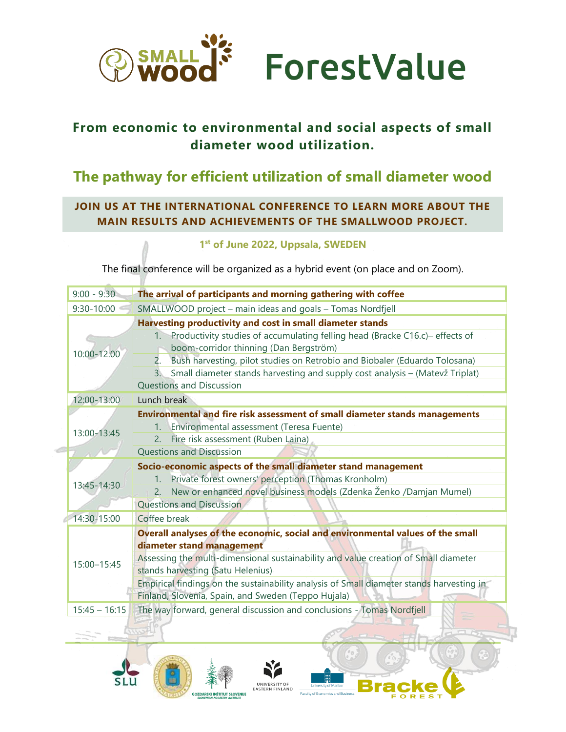# SMALLWOOD ForestValue

## From economic to environmental and social aspects of small diameter wood utilization.

## The pathway for efficient utilization of small diameter wood

**JOIN US AT THE INTERNATIONAL CONFERENCE TO LEARN MORE ABOUT THE MAIN RESULTS AND ACHIEVEMENTS OF THE SMALLWOOD PROJECT.**

**1st of June 2022, Uppsala, SWEDEN**

The final conference will be organized as a hybrid event (on place and on Zoom).

| Time | Programme |
|---|---|
| 9:00 - 9:30 | **The arrival of participants and morning gathering with coffee** |
| 9:30-10:00 | SMALLWOOD project – main ideas and goals – Tomas Nordfjell |
| 10:00-12:00 | **Harvesting productivity and cost in small diameter stands** |
| | 1. Productivity studies of accumulating felling head (Bracke C16.c)– effects of boom-corridor thinning (Dan Bergström) |
| | 2. Bush harvesting, pilot studies on Retrobio and Biobaler (Eduardo Tolosana) |
| | 3. Small diameter stands harvesting and supply cost analysis – (Matevž Triplat) |
| | Questions and Discussion |
| 12:00-13:00 | Lunch break |
| 13:00-13:45 | **Environmental and fire risk assessment of small diameter stands managements** |
| | 1. Environmental assessment (Teresa Fuente) |
| | 2. Fire risk assessment (Ruben Laina) |
| | Questions and Discussion |
| 13:45-14:30 | **Socio-economic aspects of the small diameter stand management** |
| | 1. Private forest owners' perception (Thomas Kronholm) |
| | 2. New or enhanced novel business models (Zdenka Ženko /Damjan Mumel) |
| | Questions and Discussion |
| 14:30-15:00 | Coffee break |
| 15:00–15:45 | **Overall analyses of the economic, social and environmental values of the small diameter stand management** |
| | Assessing the multi-dimensional sustainability and value creation of Small diameter stands harvesting (Satu Helenius) |
| | Empirical findings on the sustainability analysis of Small diameter stands harvesting in Finland, Slovenia, Spain, and Sweden (Teppo Hujala) |
| 15:45 – 16:15 | The way forward, general discussion and conclusions - Tomas Nordfjell |

SLU · Universidad Politécnica de Madrid · Gozdarski inštitut Slovenije / Slovenian Forestry Institute · University of Eastern Finland · University of Maribor, Faculty of Economics and Business · Bracke Forest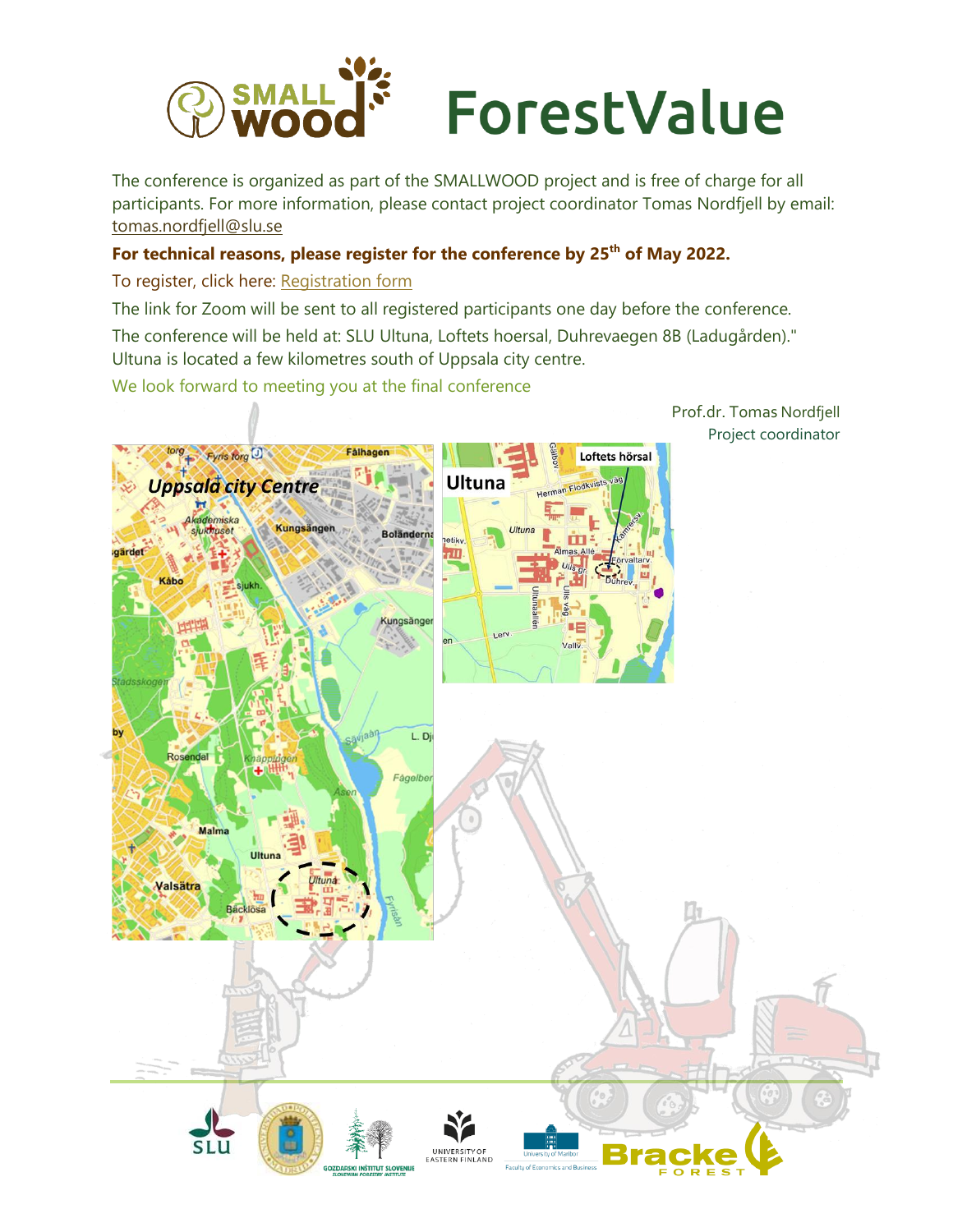# SMALLWOOD ForestValue

The conference is organized as part of the SMALLWOOD project and is free of charge for all participants. For more information, please contact project coordinator Tomas Nordfjell by email: tomas.nordfjell@slu.se

**For technical reasons, please register for the conference by 25th of May 2022.**

To register, click here: Registration form

The link for Zoom will be sent to all registered participants one day before the conference.

The conference will be held at: SLU Ultuna, Loftets hoersal, Duhrevaegen 8B (Ladugården)." Ultuna is located a few kilometres south of Uppsala city centre.

We look forward to meeting you at the final conference

Prof.dr. Tomas Nordfjell
Project coordinator